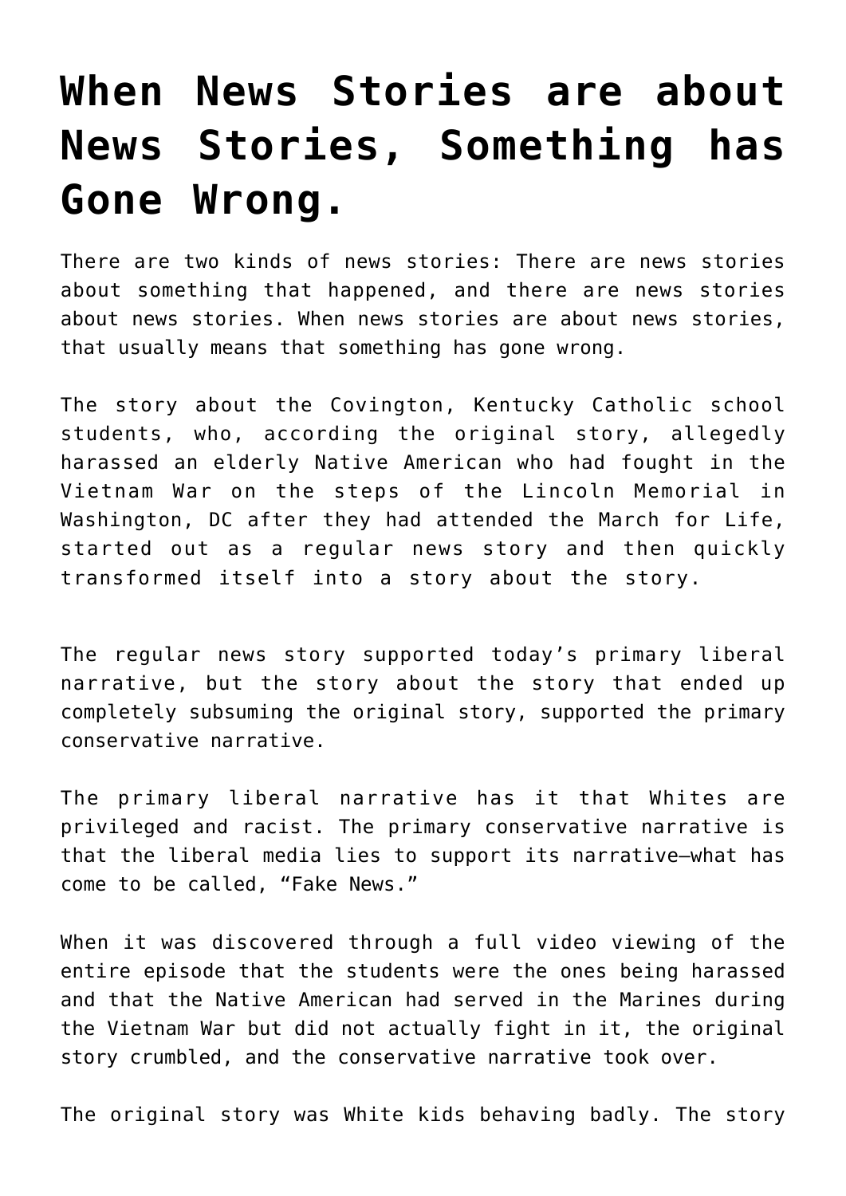# When News Stories are about News Stories, Something has Gone Wrong.

There are two kinds of news stories: There are news stories about something that happened, and there are news stories about news stories. When news stories are about news stories, that usually means that something has gone wrong.

The story about the Covington, Kentucky Catholic school students, who, according the original story, allegedly harassed an elderly Native American who had fought in the Vietnam War on the steps of the Lincoln Memorial in Washington, DC after they had attended the March for Life, started out as a regular news story and then quickly transformed itself into a story about the story.

The regular news story supported today's primary liberal narrative, but the story about the story that ended up completely subsuming the original story, supported the primary conservative narrative.

The primary liberal narrative has it that Whites are privileged and racist. The primary conservative narrative is that the liberal media lies to support its narrative—what has come to be called, "Fake News."

When it was discovered through a full video viewing of the entire episode that the students were the ones being harassed and that the Native American had served in the Marines during the Vietnam War but did not actually fight in it, the original story crumbled, and the conservative narrative took over.

The original story was White kids behaving badly. The story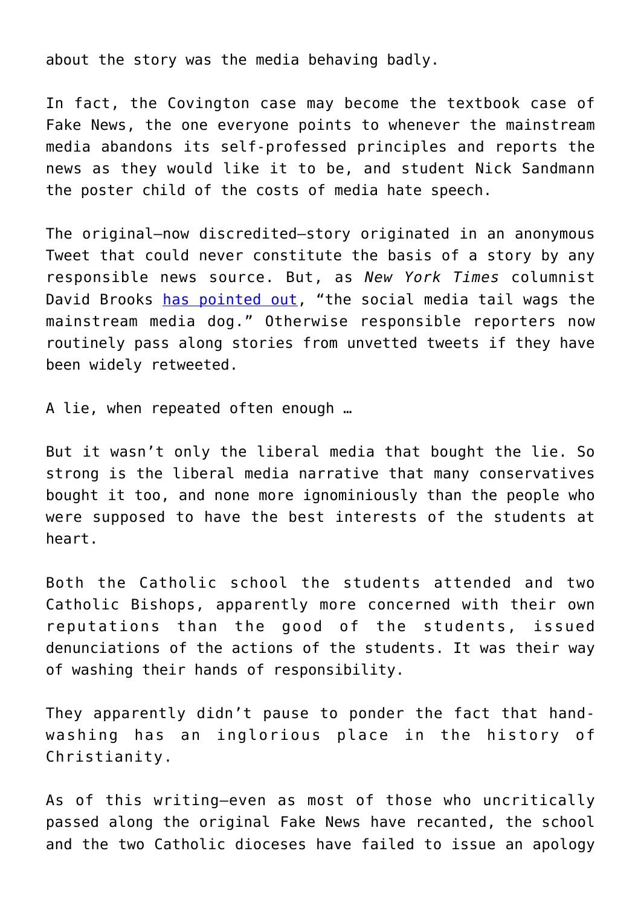about the story was the media behaving badly.

In fact, the Covington case may become the textbook case of Fake News, the one everyone points to whenever the mainstream media abandons its self-professed principles and reports the news as they would like it to be, and student Nick Sandmann the poster child of the costs of media hate speech.

The original—now discredited—story originated in an anonymous Tweet that could never constitute the basis of a story by any responsible news source. But, as *New York Times* columnist David Brooks has pointed out, "the social media tail wags the mainstream media dog." Otherwise responsible reporters now routinely pass along stories from unvetted tweets if they have been widely retweeted.

A lie, when repeated often enough …

But it wasn't only the liberal media that bought the lie. So strong is the liberal media narrative that many conservatives bought it too, and none more ignominiously than the people who were supposed to have the best interests of the students at heart.

Both the Catholic school the students attended and two Catholic Bishops, apparently more concerned with their own reputations than the good of the students, issued denunciations of the actions of the students. It was their way of washing their hands of responsibility.

They apparently didn't pause to ponder the fact that hand-washing has an inglorious place in the history of Christianity.

As of this writing—even as most of those who uncritically passed along the original Fake News have recanted, the school and the two Catholic dioceses have failed to issue an apology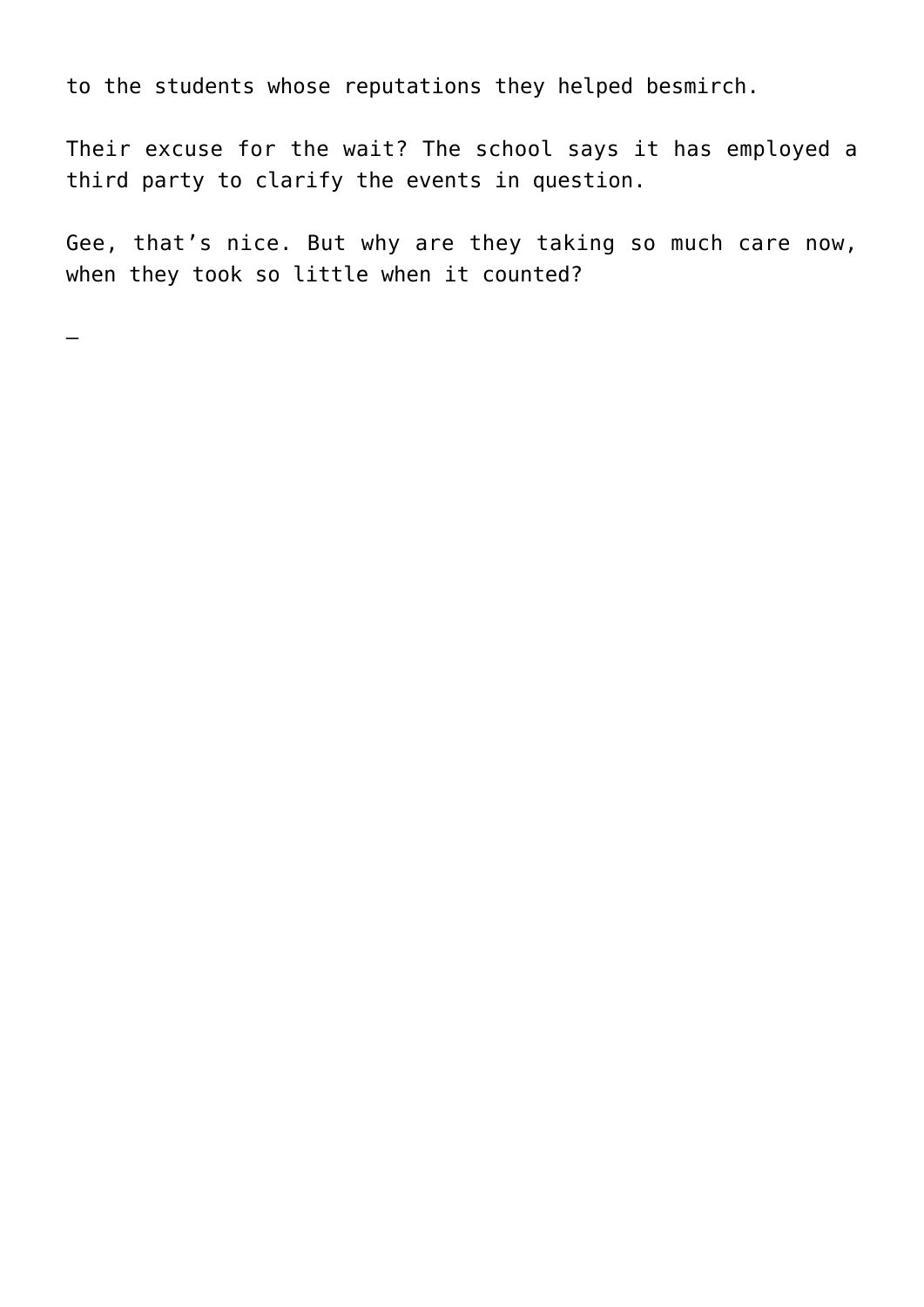to the students whose reputations they helped besmirch.

Their excuse for the wait? The school says it has employed a third party to clarify the events in question.

Gee, that’s nice. But why are they taking so much care now, when they took so little when it counted?

—